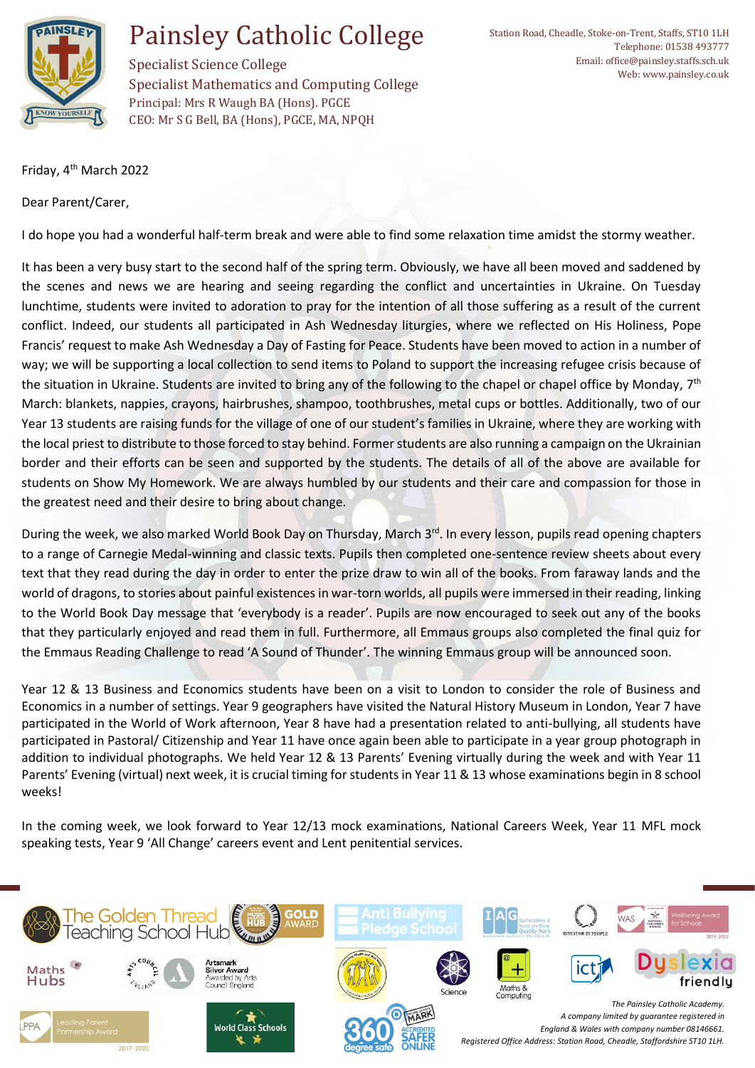# Painsley Catholic College

Specialist Science College
Specialist Mathematics and Computing College
Principal: Mrs R Waugh BA (Hons). PGCE
CEO: Mr S G Bell, BA (Hons), PGCE, MA, NPQH

Station Road, Cheadle, Stoke-on-Trent, Staffs, ST10 1LH
Telephone: 01538 493777
Email: office@painsley.staffs.sch.uk
Web: www.painsley.co.uk

Friday, 4th March 2022

Dear Parent/Carer,

I do hope you had a wonderful half-term break and were able to find some relaxation time amidst the stormy weather.

It has been a very busy start to the second half of the spring term. Obviously, we have all been moved and saddened by the scenes and news we are hearing and seeing regarding the conflict and uncertainties in Ukraine. On Tuesday lunchtime, students were invited to adoration to pray for the intention of all those suffering as a result of the current conflict. Indeed, our students all participated in Ash Wednesday liturgies, where we reflected on His Holiness, Pope Francis' request to make Ash Wednesday a Day of Fasting for Peace. Students have been moved to action in a number of way; we will be supporting a local collection to send items to Poland to support the increasing refugee crisis because of the situation in Ukraine. Students are invited to bring any of the following to the chapel or chapel office by Monday, 7th March: blankets, nappies, crayons, hairbrushes, shampoo, toothbrushes, metal cups or bottles. Additionally, two of our Year 13 students are raising funds for the village of one of our student's families in Ukraine, where they are working with the local priest to distribute to those forced to stay behind. Former students are also running a campaign on the Ukrainian border and their efforts can be seen and supported by the students. The details of all of the above are available for students on Show My Homework. We are always humbled by our students and their care and compassion for those in the greatest need and their desire to bring about change.

During the week, we also marked World Book Day on Thursday, March 3rd. In every lesson, pupils read opening chapters to a range of Carnegie Medal-winning and classic texts. Pupils then completed one-sentence review sheets about every text that they read during the day in order to enter the prize draw to win all of the books. From faraway lands and the world of dragons, to stories about painful existences in war-torn worlds, all pupils were immersed in their reading, linking to the World Book Day message that 'everybody is a reader'. Pupils are now encouraged to seek out any of the books that they particularly enjoyed and read them in full. Furthermore, all Emmaus groups also completed the final quiz for the Emmaus Reading Challenge to read 'A Sound of Thunder'. The winning Emmaus group will be announced soon.

Year 12 & 13 Business and Economics students have been on a visit to London to consider the role of Business and Economics in a number of settings. Year 9 geographers have visited the Natural History Museum in London, Year 7 have participated in the World of Work afternoon, Year 8 have had a presentation related to anti-bullying, all students have participated in Pastoral/ Citizenship and Year 11 have once again been able to participate in a year group photograph in addition to individual photographs. We held Year 12 & 13 Parents' Evening virtually during the week and with Year 11 Parents' Evening (virtual) next week, it is crucial timing for students in Year 11 & 13 whose examinations begin in 8 school weeks!

In the coming week, we look forward to Year 12/13 mock examinations, National Careers Week, Year 11 MFL mock speaking tests, Year 9 'All Change' careers event and Lent penitential services.

*The Painsley Catholic Academy.*
*A company limited by guarantee registered in England & Wales with company number 08146661.*
*Registered Office Address: Station Road, Cheadle, Staffordshire ST10 1LH.*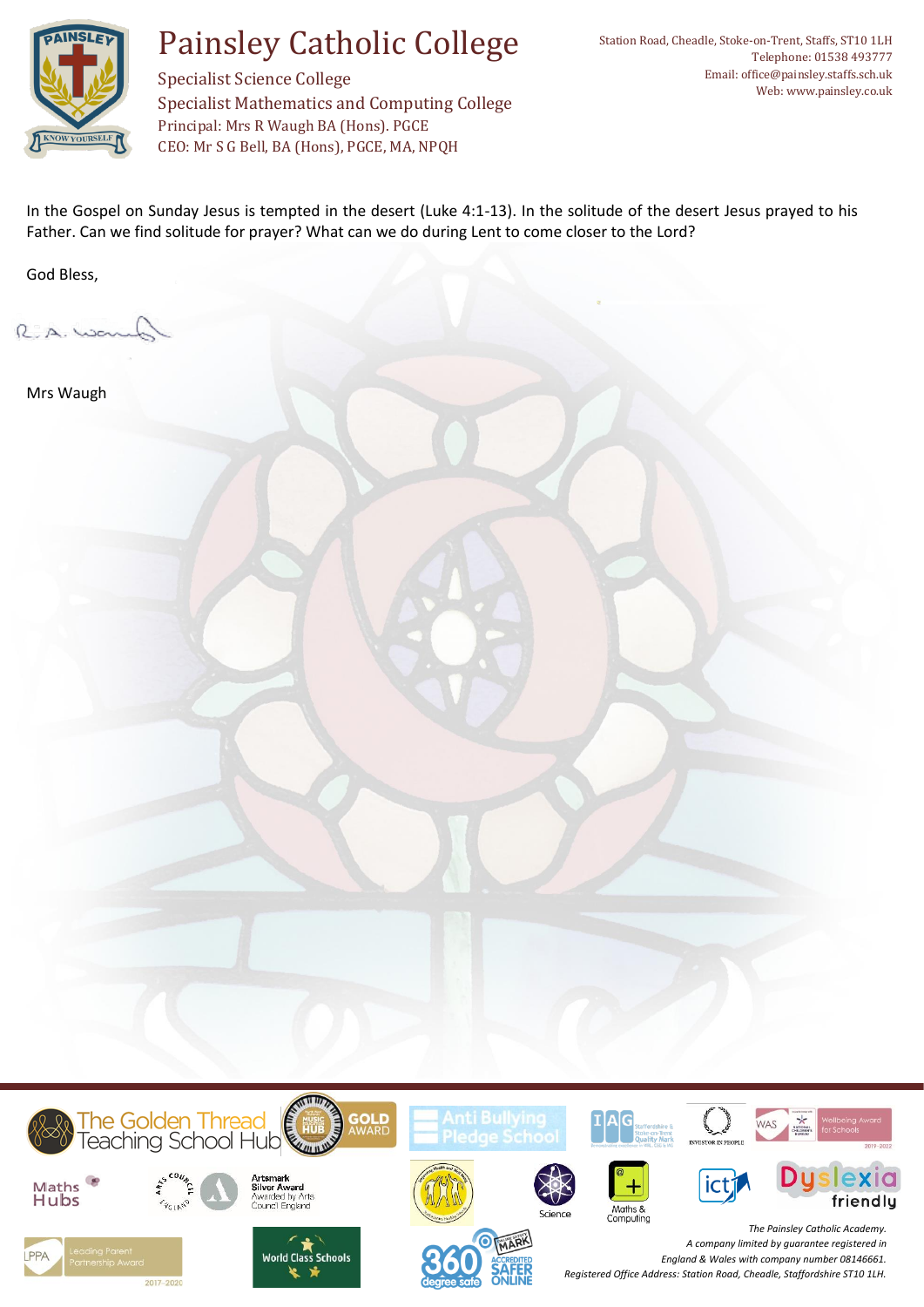In the Gospel on Sunday Jesus is tempted in the desert (Luke 4:1-13). In the solitude of the desert Jesus prayed to his Father. Can we find solitude for prayer? What can we do during Lent to come closer to the Lord?

God Bless,

Mrs Waugh